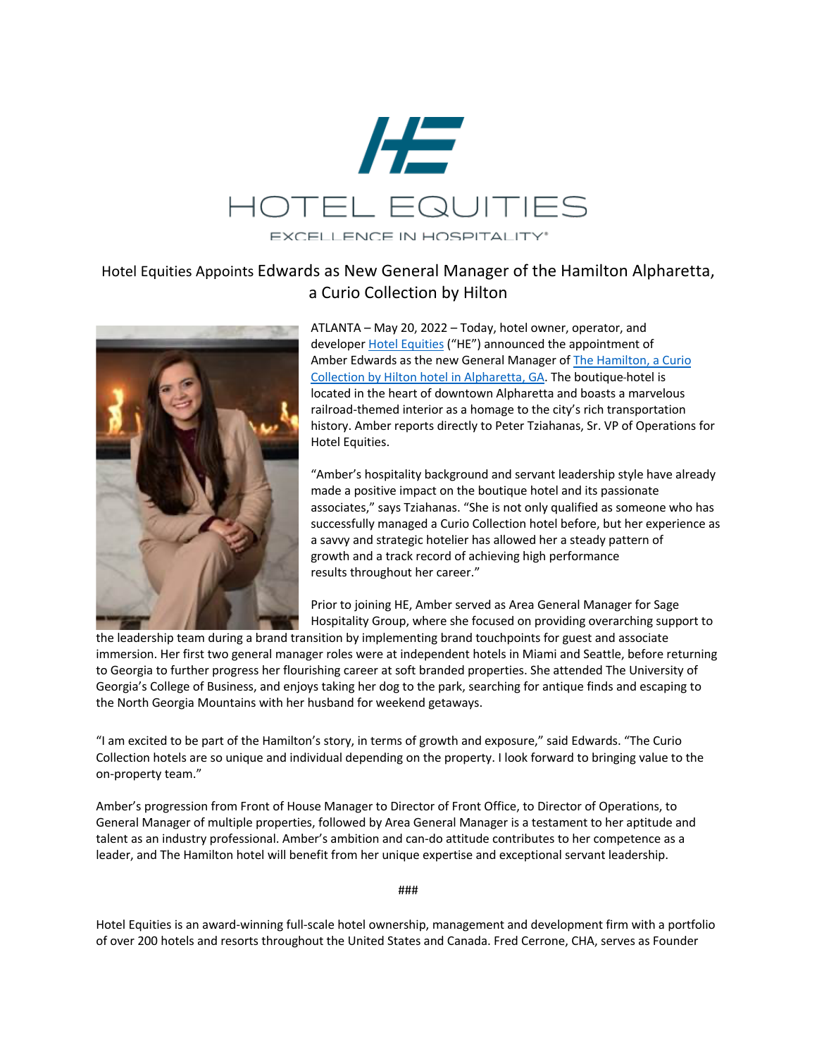HOTEL EQUITIES

EXCELLENCE IN HOSPITALITY®

# Hotel Equities Appoints Edwards as New General Manager of the Hamilton Alpharetta, a Curio Collection by Hilton

ATLANTA – May 20, 2022 – Today, hotel owner, operator, and developer Hotel Equities ("HE") announced the appointment of Amber Edwards as the new General Manager of The Hamilton, a Curio Collection by Hilton hotel in Alpharetta, GA. The boutique-hotel is located in the heart of downtown Alpharetta and boasts a marvelous railroad-themed interior as a homage to the city's rich transportation history. Amber reports directly to Peter Tziahanas, Sr. VP of Operations for Hotel Equities.

"Amber's hospitality background and servant leadership style have already made a positive impact on the boutique hotel and its passionate associates," says Tziahanas. "She is not only qualified as someone who has successfully managed a Curio Collection hotel before, but her experience as a savvy and strategic hotelier has allowed her a steady pattern of growth and a track record of achieving high performance results throughout her career."

Prior to joining HE, Amber served as Area General Manager for Sage Hospitality Group, where she focused on providing overarching support to the leadership team during a brand transition by implementing brand touchpoints for guest and associate immersion. Her first two general manager roles were at independent hotels in Miami and Seattle, before returning to Georgia to further progress her flourishing career at soft branded properties. She attended The University of Georgia's College of Business, and enjoys taking her dog to the park, searching for antique finds and escaping to the North Georgia Mountains with her husband for weekend getaways.

"I am excited to be part of the Hamilton's story, in terms of growth and exposure," said Edwards. "The Curio Collection hotels are so unique and individual depending on the property. I look forward to bringing value to the on-property team."

Amber's progression from Front of House Manager to Director of Front Office, to Director of Operations, to General Manager of multiple properties, followed by Area General Manager is a testament to her aptitude and talent as an industry professional. Amber's ambition and can-do attitude contributes to her competence as a leader, and The Hamilton hotel will benefit from her unique expertise and exceptional servant leadership.

###

Hotel Equities is an award-winning full-scale hotel ownership, management and development firm with a portfolio of over 200 hotels and resorts throughout the United States and Canada. Fred Cerrone, CHA, serves as Founder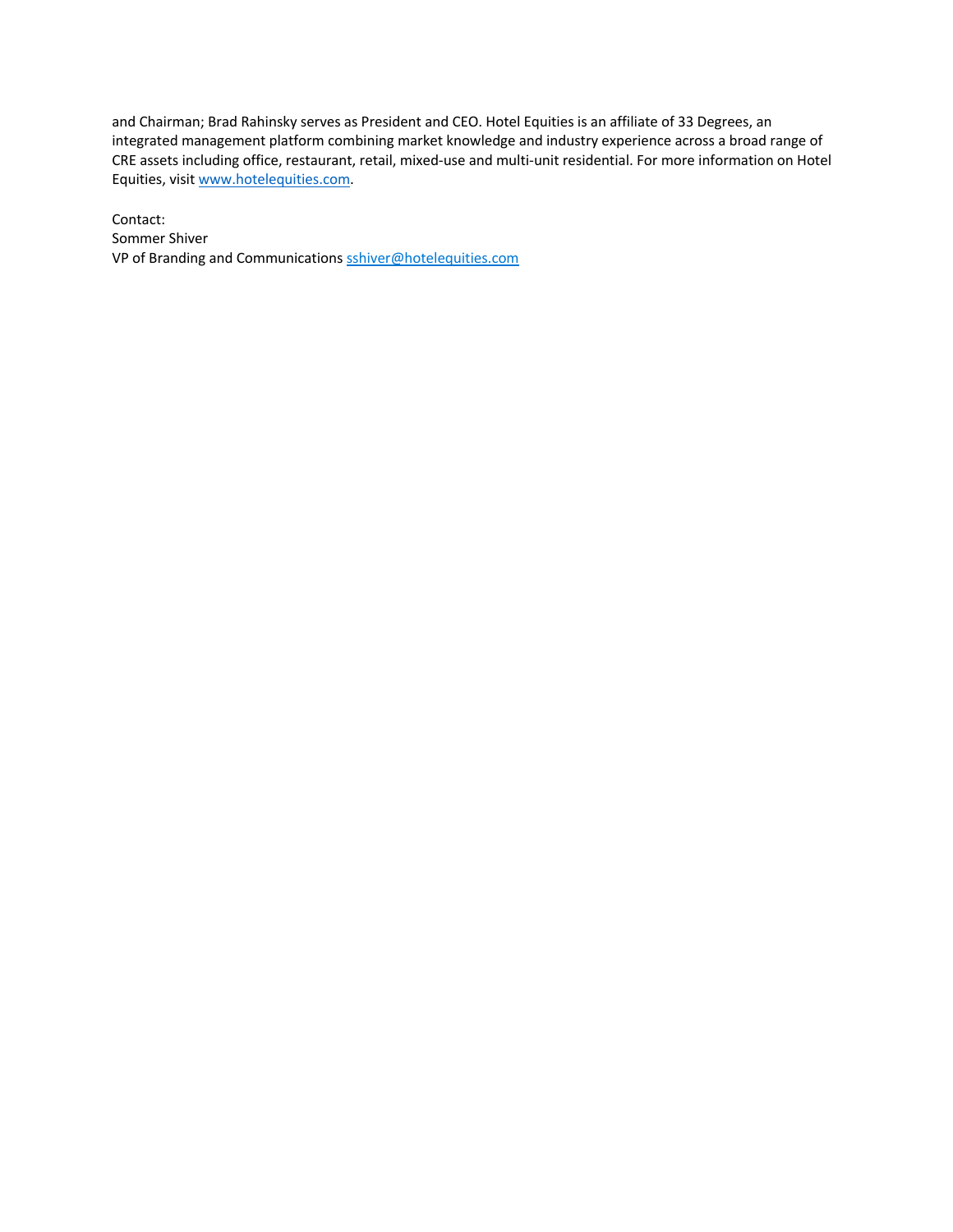and Chairman; Brad Rahinsky serves as President and CEO. Hotel Equities is an affiliate of 33 Degrees, an integrated management platform combining market knowledge and industry experience across a broad range of CRE assets including office, restaurant, retail, mixed-use and multi-unit residential. For more information on Hotel Equities, visit [www.hotelequities.com](http://www.hotelequities.com).

Contact:
Sommer Shiver
VP of Branding and Communications [sshiver@hotelequities.com](mailto:sshiver@hotelequities.com)